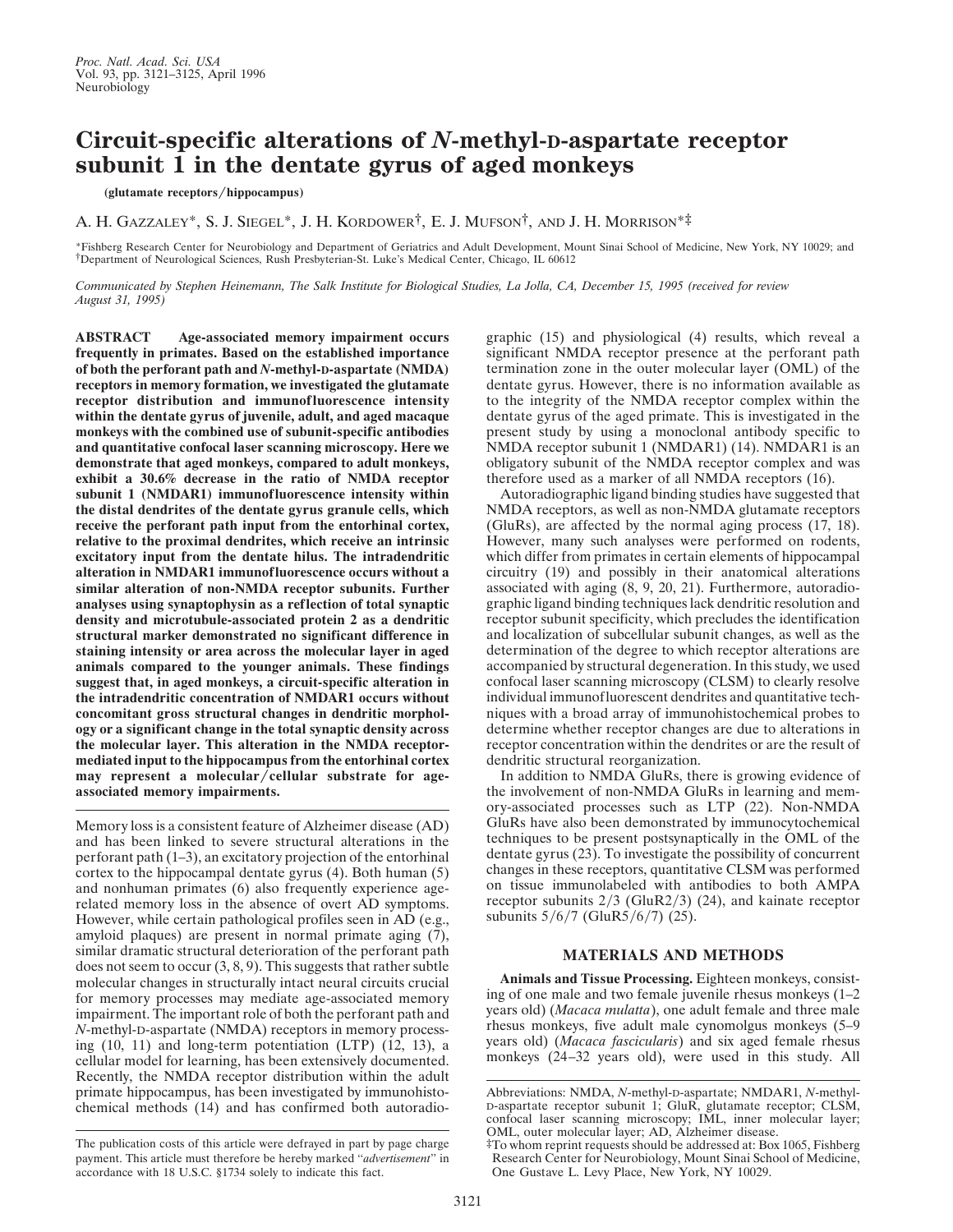# Circuit-specific alterations of *N*-methyl-D-aspartate receptor subunit 1 in the dentate gyrus of aged monkeys

**(glutamate receptors/hippocampus)**

A. H. Gazzaley*, S. J. Siegel*, J. H. Kordower†, E. J. Mufson†, and J. H. Morrison*‡

*Fishberg Research Center for Neurobiology and Department of Geriatrics and Adult Development, Mount Sinai School of Medicine, New York, NY 10029; and †Department of Neurological Sciences, Rush Presbyterian-St. Luke's Medical Center, Chicago, IL 60612

*Communicated by Stephen Heinemann, The Salk Institute for Biological Studies, La Jolla, CA, December 15, 1995 (received for review August 31, 1995)*

**ABSTRACT Age-associated memory impairment occurs frequently in primates. Based on the established importance of both the perforant path and *N*-methyl-D-aspartate (NMDA) receptors in memory formation, we investigated the glutamate receptor distribution and immunofluorescence intensity within the dentate gyrus of juvenile, adult, and aged macaque monkeys with the combined use of subunit-specific antibodies and quantitative confocal laser scanning microscopy. Here we demonstrate that aged monkeys, compared to adult monkeys, exhibit a 30.6% decrease in the ratio of NMDA receptor subunit 1 (NMDAR1) immunofluorescence intensity within the distal dendrites of the dentate gyrus granule cells, which receive the perforant path input from the entorhinal cortex, relative to the proximal dendrites, which receive an intrinsic excitatory input from the dentate hilus. The intradendritic alteration in NMDAR1 immunofluorescence occurs without a similar alteration of non-NMDA receptor subunits. Further analyses using synaptophysin as a reflection of total synaptic density and microtubule-associated protein 2 as a dendritic structural marker demonstrated no significant difference in staining intensity or area across the molecular layer in aged animals compared to the younger animals. These findings suggest that, in aged monkeys, a circuit-specific alteration in the intradendritic concentration of NMDAR1 occurs without concomitant gross structural changes in dendritic morphology or a significant change in the total synaptic density across the molecular layer. This alteration in the NMDA receptor-mediated input to the hippocampus from the entorhinal cortex may represent a molecular/cellular substrate for age-associated memory impairments.**

Memory loss is a consistent feature of Alzheimer disease (AD) and has been linked to severe structural alterations in the perforant path (1–3), an excitatory projection of the entorhinal cortex to the hippocampal dentate gyrus (4). Both human (5) and nonhuman primates (6) also frequently experience age-related memory loss in the absence of overt AD symptoms. However, while certain pathological profiles seen in AD (e.g., amyloid plaques) are present in normal primate aging (7), similar dramatic structural deterioration of the perforant path does not seem to occur (3, 8, 9). This suggests that rather subtle molecular changes in structurally intact neural circuits crucial for memory processes may mediate age-associated memory impairment. The important role of both the perforant path and *N*-methyl-D-aspartate (NMDA) receptors in memory processing (10, 11) and long-term potentiation (LTP) (12, 13), a cellular model for learning, has been extensively documented. Recently, the NMDA receptor distribution within the adult primate hippocampus, has been investigated by immunohistochemical methods (14) and has confirmed both autoradiographic (15) and physiological (4) results, which reveal a significant NMDA receptor presence at the perforant path termination zone in the outer molecular layer (OML) of the dentate gyrus. However, there is no information available as to the integrity of the NMDA receptor complex within the dentate gyrus of the aged primate. This is investigated in the present study by using a monoclonal antibody specific to NMDA receptor subunit 1 (NMDAR1) (14). NMDAR1 is an obligatory subunit of the NMDA receptor complex and was therefore used as a marker of all NMDA receptors (16).

Autoradiographic ligand binding studies have suggested that NMDA receptors, as well as non-NMDA glutamate receptors (GluRs), are affected by the normal aging process (17, 18). However, many such analyses were performed on rodents, which differ from primates in certain elements of hippocampal circuitry (19) and possibly in their anatomical alterations associated with aging (8, 9, 20, 21). Furthermore, autoradiographic ligand binding techniques lack dendritic resolution and receptor subunit specificity, which precludes the identification and localization of subcellular subunit changes, as well as the determination of the degree to which receptor alterations are accompanied by structural degeneration. In this study, we used confocal laser scanning microscopy (CLSM) to clearly resolve individual immunofluorescent dendrites and quantitative techniques with a broad array of immunohistochemical probes to determine whether receptor changes are due to alterations in receptor concentration within the dendrites or are the result of dendritic structural reorganization.

In addition to NMDA GluRs, there is growing evidence of the involvement of non-NMDA GluRs in learning and memory-associated processes such as LTP (22). Non-NMDA GluRs have also been demonstrated by immunocytochemical techniques to be present postsynaptically in the OML of the dentate gyrus (23). To investigate the possibility of concurrent changes in these receptors, quantitative CLSM was performed on tissue immunolabeled with antibodies to both AMPA receptor subunits 2/3 (GluR2/3) (24), and kainate receptor subunits 5/6/7 (GluR5/6/7) (25).

## MATERIALS AND METHODS

**Animals and Tissue Processing.** Eighteen monkeys, consisting of one male and two female juvenile rhesus monkeys (1–2 years old) (*Macaca mulatta*), one adult female and three male rhesus monkeys, five adult male cynomolgus monkeys (5–9 years old) (*Macaca fascicularis*) and six aged female rhesus monkeys (24–32 years old), were used in this study. All

---

The publication costs of this article were defrayed in part by page charge payment. This article must therefore be hereby marked "*advertisement*" in accordance with 18 U.S.C. §1734 solely to indicate this fact.

Abbreviations: NMDA, *N*-methyl-D-aspartate; NMDAR1, *N*-methyl-D-aspartate receptor subunit 1; GluR, glutamate receptor; CLSM, confocal laser scanning microscopy; IML, inner molecular layer; OML, outer molecular layer; AD, Alzheimer disease.

‡To whom reprint requests should be addressed at: Box 1065, Fishberg Research Center for Neurobiology, Mount Sinai School of Medicine, One Gustave L. Levy Place, New York, NY 10029.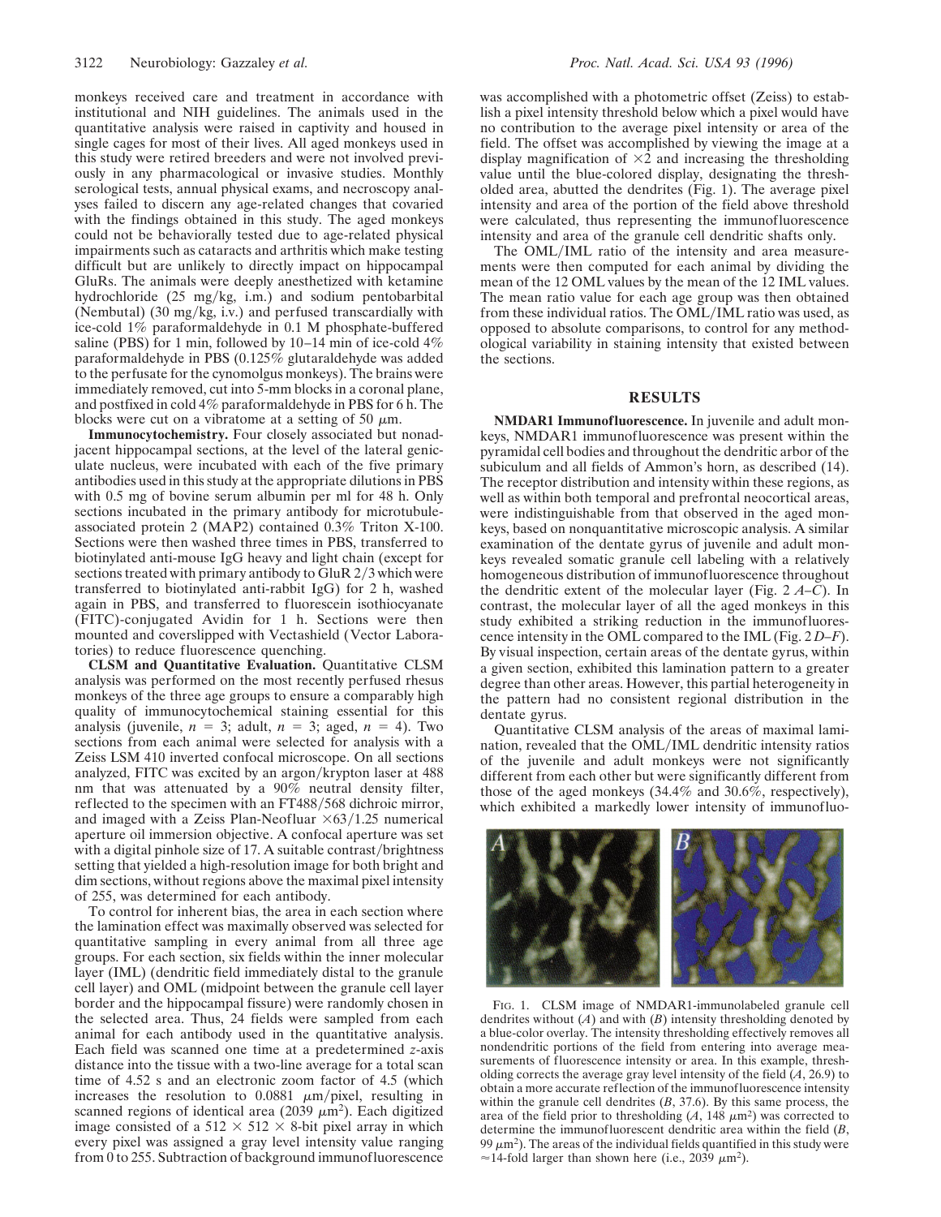monkeys received care and treatment in accordance with institutional and NIH guidelines. The animals used in the quantitative analysis were raised in captivity and housed in single cages for most of their lives. All aged monkeys used in this study were retired breeders and were not involved previously in any pharmacological or invasive studies. Monthly serological tests, annual physical exams, and necroscopy analyses failed to discern any age-related changes that covaried with the findings obtained in this study. The aged monkeys could not be behaviorally tested due to age-related physical impairments such as cataracts and arthritis which make testing difficult but are unlikely to directly impact on hippocampal GluRs. The animals were deeply anesthetized with ketamine hydrochloride (25 mg/kg, i.m.) and sodium pentobarbital (Nembutal) (30 mg/kg, i.v.) and perfused transcardially with ice-cold 1% paraformaldehyde in 0.1 M phosphate-buffered saline (PBS) for 1 min, followed by 10–14 min of ice-cold 4% paraformaldehyde in PBS (0.125% glutaraldehyde was added to the perfusate for the cynomolgus monkeys). The brains were immediately removed, cut into 5-mm blocks in a coronal plane, and postfixed in cold 4% paraformaldehyde in PBS for 6 h. The blocks were cut on a vibratome at a setting of 50 $\mu$m.

**Immunocytochemistry.** Four closely associated but nonadjacent hippocampal sections, at the level of the lateral geniculate nucleus, were incubated with each of the five primary antibodies used in this study at the appropriate dilutions in PBS with 0.5 mg of bovine serum albumin per ml for 48 h. Only sections incubated in the primary antibody for microtubule-associated protein 2 (MAP2) contained 0.3% Triton X-100. Sections were then washed three times in PBS, transferred to biotinylated anti-mouse IgG heavy and light chain (except for sections treated with primary antibody to GluR 2/3 which were transferred to biotinylated anti-rabbit IgG) for 2 h, washed again in PBS, and transferred to fluorescein isothiocyanate (FITC)-conjugated Avidin for 1 h. Sections were then mounted and coverslipped with Vectashield (Vector Laboratories) to reduce fluorescence quenching.

**CLSM and Quantitative Evaluation.** Quantitative CLSM analysis was performed on the most recently perfused rhesus monkeys of the three age groups to ensure a comparably high quality of immunocytochemical staining essential for this analysis (juvenile, $n = 3$; adult, $n = 3$; aged, $n = 4$). Two sections from each animal were selected for analysis with a Zeiss LSM 410 inverted confocal microscope. On all sections analyzed, FITC was excited by an argon/krypton laser at 488 nm that was attenuated by a 90% neutral density filter, reflected to the specimen with an FT488/568 dichroic mirror, and imaged with a Zeiss Plan-Neofluar $\times$63/1.25 numerical aperture oil immersion objective. A confocal aperture was set with a digital pinhole size of 17. A suitable contrast/brightness setting that yielded a high-resolution image for both bright and dim sections, without regions above the maximal pixel intensity of 255, was determined for each antibody.

To control for inherent bias, the area in each section where the lamination effect was maximally observed was selected for quantitative sampling in every animal from all three age groups. For each section, six fields within the inner molecular layer (IML) (dendritic field immediately distal to the granule cell layer) and OML (midpoint between the granule cell layer border and the hippocampal fissure) were randomly chosen in the selected area. Thus, 24 fields were sampled from each animal for each antibody used in the quantitative analysis. Each field was scanned one time at a predetermined $z$-axis distance into the tissue with a two-line average for a total scan time of 4.52 s and an electronic zoom factor of 4.5 (which increases the resolution to 0.0881 $\mu$m/pixel, resulting in scanned regions of identical area (2039 $\mu m^2$). Each digitized image consisted of a 512 $\times$ 512 $\times$ 8-bit pixel array in which every pixel was assigned a gray level intensity value ranging from 0 to 255. Subtraction of background immunofluorescence was accomplished with a photometric offset (Zeiss) to establish a pixel intensity threshold below which a pixel would have no contribution to the average pixel intensity or area of the field. The offset was accomplished by viewing the image at a display magnification of $\times$2 and increasing the thresholding value until the blue-colored display, designating the thresholded area, abutted the dendrites (Fig. 1). The average pixel intensity and area of the portion of the field above threshold were calculated, thus representing the immunofluorescence intensity and area of the granule cell dendritic shafts only.

The OML/IML ratio of the intensity and area measurements were then computed for each animal by dividing the mean of the 12 OML values by the mean of the 12 IML values. The mean ratio value for each age group was then obtained from these individual ratios. The OML/IML ratio was used, as opposed to absolute comparisons, to control for any methodological variability in staining intensity that existed between the sections.

## RESULTS

**NMDAR1 Immunofluorescence.** In juvenile and adult monkeys, NMDAR1 immunofluorescence was present within the pyramidal cell bodies and throughout the dendritic arbor of the subiculum and all fields of Ammon's horn, as described (14). The receptor distribution and intensity within these regions, as well as within both temporal and prefrontal neocortical areas, were indistinguishable from that observed in the aged monkeys, based on nonquantitative microscopic analysis. A similar examination of the dentate gyrus of juvenile and adult monkeys revealed somatic granule cell labeling with a relatively homogeneous distribution of immunofluorescence throughout the dendritic extent of the molecular layer (Fig. 2 *A–C*). In contrast, the molecular layer of all the aged monkeys in this study exhibited a striking reduction in the immunofluorescence intensity in the OML compared to the IML (Fig. 2 *D–F*). By visual inspection, certain areas of the dentate gyrus, within a given section, exhibited this lamination pattern to a greater degree than other areas. However, this partial heterogeneity in the pattern had no consistent regional distribution in the dentate gyrus.

Quantitative CLSM analysis of the areas of maximal lamination, revealed that the OML/IML dendritic intensity ratios of the juvenile and adult monkeys were not significantly different from each other but were significantly different from those of the aged monkeys (34.4% and 30.6%, respectively), which exhibited a markedly lower intensity of immunofluo-

FIG. 1. CLSM image of NMDAR1-immunolabeled granule cell dendrites without (*A*) and with (*B*) intensity thresholding denoted by a blue-color overlay. The intensity thresholding effectively removes all nondendritic portions of the field from entering into average measurements of fluorescence intensity or area. In this example, thresholding corrects the average gray level intensity of the field (*A*, 26.9) to obtain a more accurate reflection of the immunofluorescence intensity within the granule cell dendrites (*B*, 37.6). By this same process, the area of the field prior to thresholding (*A*, 148 $\mu m^2$) was corrected to determine the immunofluorescent dendritic area within the field (*B*, 99 $\mu m^2$). The areas of the individual fields quantified in this study were $\approx$14-fold larger than shown here (i.e., 2039 $\mu m^2$).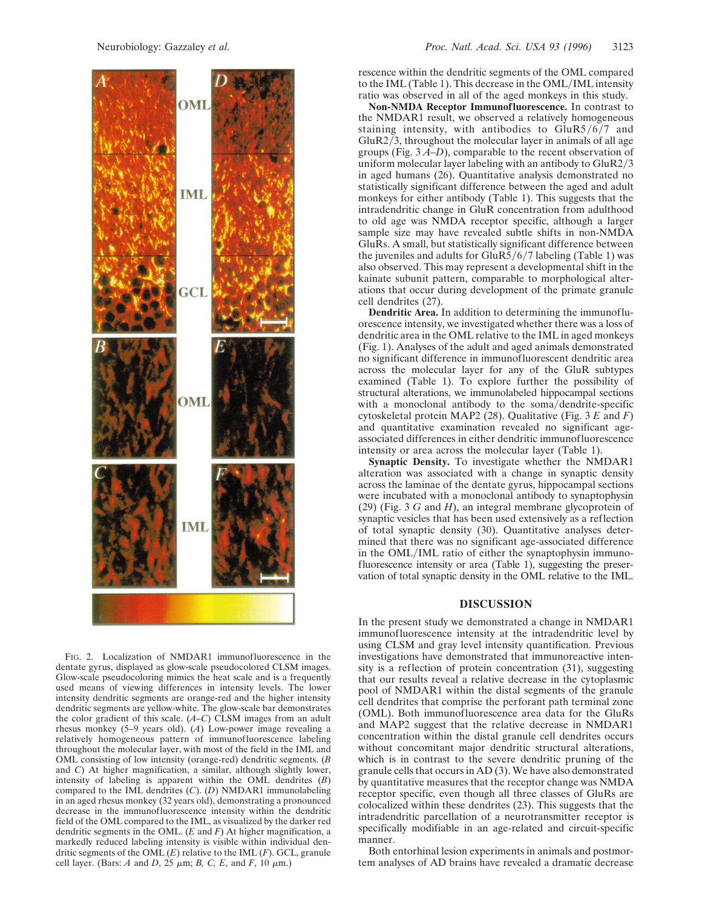FIG. 2. Localization of NMDAR1 immunofluorescence in the dentate gyrus, displayed as glow-scale pseudocolored CLSM images. Glow-scale pseudocoloring mimics the heat scale and is a frequently used means of viewing differences in intensity levels. The lower intensity dendritic segments are orange-red and the higher intensity dendritic segments are yellow-white. The glow-scale bar demonstrates the color gradient of this scale. (*A–C*) CLSM images from an adult rhesus monkey (5–9 years old). (*A*) Low-power image revealing a relatively homogeneous pattern of immunofluorescence labeling throughout the molecular layer, with most of the field in the IML and OML consisting of low intensity (orange-red) dendritic segments. (*B* and *C*) At higher magnification, a similar, although slightly lower, intensity of labeling is apparent within the OML dendrites (*B*) compared to the IML dendrites (*C*). (*D*) NMDAR1 immunolabeling in an aged rhesus monkey (32 years old), demonstrating a pronounced decrease in the immunofluorescence intensity within the dendritic field of the OML compared to the IML, as visualized by the darker red dendritic segments in the OML. (*E* and *F*) At higher magnification, a markedly reduced labeling intensity is visible within individual dendritic segments of the OML (*E*) relative to the IML (*F*). GCL, granule cell layer. (Bars: *A* and *D*, 25 μm; *B, C, E*, and *F*, 10 μm.)

rescence within the dendritic segments of the OML compared to the IML (Table 1). This decrease in the OML/IML intensity ratio was observed in all of the aged monkeys in this study.

**Non-NMDA Receptor Immunofluorescence.** In contrast to the NMDAR1 result, we observed a relatively homogeneous staining intensity, with antibodies to GluR5/6/7 and GluR2/3, throughout the molecular layer in animals of all age groups (Fig. 3 *A–D*), comparable to the recent observation of uniform molecular layer labeling with an antibody to GluR2/3 in aged humans (26). Quantitative analysis demonstrated no statistically significant difference between the aged and adult monkeys for either antibody (Table 1). This suggests that the intradendritic change in GluR concentration from adulthood to old age was NMDA receptor specific, although a larger sample size may have revealed subtle shifts in non-NMDA GluRs. A small, but statistically significant difference between the juveniles and adults for GluR5/6/7 labeling (Table 1) was also observed. This may represent a developmental shift in the kainate subunit pattern, comparable to morphological alterations that occur during development of the primate granule cell dendrites (27).

**Dendritic Area.** In addition to determining the immunofluorescence intensity, we investigated whether there was a loss of dendritic area in the OML relative to the IML in aged monkeys (Fig. 1). Analyses of the adult and aged animals demonstrated no significant difference in immunofluorescent dendritic area across the molecular layer for any of the GluR subtypes examined (Table 1). To explore further the possibility of structural alterations, we immunolabeled hippocampal sections with a monoclonal antibody to the soma/dendrite-specific cytoskeletal protein MAP2 (28). Qualitative (Fig. 3 *E* and *F*) and quantitative examination revealed no significant age-associated differences in either dendritic immunofluorescence intensity or area across the molecular layer (Table 1).

**Synaptic Density.** To investigate whether the NMDAR1 alteration was associated with a change in synaptic density across the laminae of the dentate gyrus, hippocampal sections were incubated with a monoclonal antibody to synaptophysin (29) (Fig. 3 *G* and *H*), an integral membrane glycoprotein of synaptic vesicles that has been used extensively as a reflection of total synaptic density (30). Quantitative analyses determined that there was no significant age-associated difference in the OML/IML ratio of either the synaptophysin immunofluorescence intensity or area (Table 1), suggesting the preservation of total synaptic density in the OML relative to the IML.

## DISCUSSION

In the present study we demonstrated a change in NMDAR1 immunofluorescence intensity at the intradendritic level by using CLSM and gray level intensity quantification. Previous investigations have demonstrated that immunoreactive intensity is a reflection of protein concentration (31), suggesting that our results reveal a relative decrease in the cytoplasmic pool of NMDAR1 within the distal segments of the granule cell dendrites that comprise the perforant path terminal zone (OML). Both immunofluorescence area data for the GluRs and MAP2 suggest that the relative decrease in NMDAR1 concentration within the distal granule cell dendrites occurs without concomitant major dendritic structural alterations, which is in contrast to the severe dendritic pruning of the granule cells that occurs in AD (3). We have also demonstrated by quantitative measures that the receptor change was NMDA receptor specific, even though all three classes of GluRs are colocalized within these dendrites (23). This suggests that the intradendritic parcellation of a neurotransmitter receptor is specifically modifiable in an age-related and circuit-specific manner.

Both entorhinal lesion experiments in animals and postmortem analyses of AD brains have revealed a dramatic decrease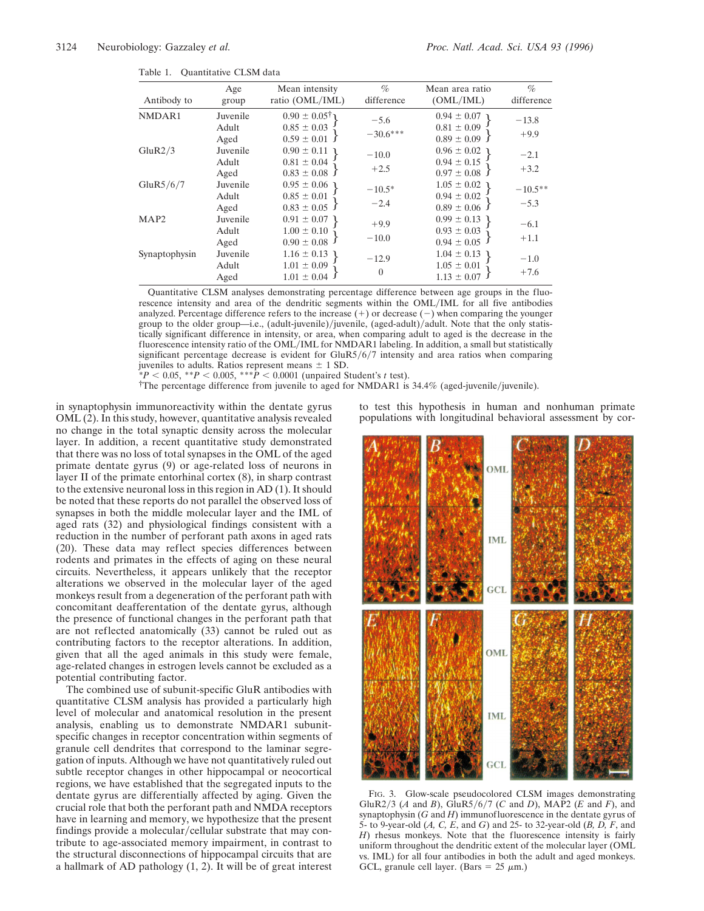Table 1. Quantitative CLSM data

| Antibody to | Age group | Mean intensity ratio (OML/IML) | % difference | Mean area ratio (OML/IML) | % difference |
|---|---|---|---|---|---|
| NMDAR1 | Juvenile | 0.90 ± 0.05† | −5.6 | 0.94 ± 0.07 | −13.8 |
| | Adult | 0.85 ± 0.03 | −30.6*** | 0.81 ± 0.09 | +9.9 |
| | Aged | 0.59 ± 0.01 | | 0.89 ± 0.09 | |
| GluR2/3 | Juvenile | 0.90 ± 0.11 | −10.0 | 0.96 ± 0.02 | −2.1 |
| | Adult | 0.81 ± 0.04 | +2.5 | 0.94 ± 0.15 | +3.2 |
| | Aged | 0.83 ± 0.08 | | 0.97 ± 0.08 | |
| GluR5/6/7 | Juvenile | 0.95 ± 0.06 | −10.5* | 1.05 ± 0.02 | −10.5** |
| | Adult | 0.85 ± 0.01 | −2.4 | 0.94 ± 0.02 | −5.3 |
| | Aged | 0.83 ± 0.05 | | 0.89 ± 0.06 | |
| MAP2 | Juvenile | 0.91 ± 0.07 | +9.9 | 0.99 ± 0.13 | −6.1 |
| | Adult | 1.00 ± 0.10 | −10.0 | 0.93 ± 0.03 | +1.1 |
| | Aged | 0.90 ± 0.08 | | 0.94 ± 0.05 | |
| Synaptophysin | Juvenile | 1.16 ± 0.13 | −12.9 | 1.04 ± 0.13 | −1.0 |
| | Adult | 1.01 ± 0.09 | 0 | 1.05 ± 0.01 | +7.6 |
| | Aged | 1.01 ± 0.04 | | 1.13 ± 0.07 | |

Quantitative CLSM analyses demonstrating percentage difference between age groups in the fluorescence intensity and area of the dendritic segments within the OML/IML for all five antibodies analyzed. Percentage difference refers to the increase (+) or decrease (−) when comparing the younger group to the older group—i.e., (adult-juvenile)/juvenile, (aged-adult)/adult. Note that the only statistically significant difference in intensity, or area, when comparing adult to aged is the decrease in the fluorescence intensity ratio of the OML/IML for NMDAR1 labeling. In addition, a small but statistically significant percentage decrease is evident for GluR5/6/7 intensity and area ratios when comparing juveniles to adults. Ratios represent means ± 1 SD.

*$P < 0.05$, **$P < 0.005$, ***$P < 0.0001$ (unpaired Student's $t$ test).

†The percentage difference from juvenile to aged for NMDAR1 is 34.4% (aged-juvenile/juvenile).

in synaptophysin immunoreactivity within the dentate gyrus OML (2). In this study, however, quantitative analysis revealed no change in the total synaptic density across the molecular layer. In addition, a recent quantitative study demonstrated that there was no loss of total synapses in the OML of the aged primate dentate gyrus (9) or age-related loss of neurons in layer II of the primate entorhinal cortex (8), in sharp contrast to the extensive neuronal loss in this region in AD (1). It should be noted that these reports do not parallel the observed loss of synapses in both the middle molecular layer and the IML of aged rats (32) and physiological findings consistent with a reduction in the number of perforant path axons in aged rats (20). These data may reflect species differences between rodents and primates in the effects of aging on these neural circuits. Nevertheless, it appears unlikely that the receptor alterations we observed in the molecular layer of the aged monkeys result from a degeneration of the perforant path with concomitant deafferentation of the dentate gyrus, although the presence of functional changes in the perforant path that are not reflected anatomically (33) cannot be ruled out as contributing factors to the receptor alterations. In addition, given that all the aged animals in this study were female, age-related changes in estrogen levels cannot be excluded as a potential contributing factor.

The combined use of subunit-specific GluR antibodies with quantitative CLSM analysis has provided a particularly high level of molecular and anatomical resolution in the present analysis, enabling us to demonstrate NMDAR1 subunit-specific changes in receptor concentration within segments of granule cell dendrites that correspond to the laminar segregation of inputs. Although we have not quantitatively ruled out subtle receptor changes in other hippocampal or neocortical regions, we have established that the segregated inputs to the dentate gyrus are differentially affected by aging. Given the crucial role that both the perforant path and NMDA receptors have in learning and memory, we hypothesize that the present findings provide a molecular/cellular substrate that may contribute to age-associated memory impairment, in contrast to the structural disconnections of hippocampal circuits that are a hallmark of AD pathology (1, 2). It will be of great interest to test this hypothesis in human and nonhuman primate populations with longitudinal behavioral assessment by cor-

FIG. 3. Glow-scale pseudocolored CLSM images demonstrating GluR2/3 (*A* and *B*), GluR5/6/7 (*C* and *D*), MAP2 (*E* and *F*), and synaptophysin (*G* and *H*) immunofluorescence in the dentate gyrus of 5- to 9-year-old (*A, C, E,* and *G*) and 25- to 32-year-old (*B, D, F,* and *H*) rhesus monkeys. Note that the fluorescence intensity is fairly uniform throughout the dendritic extent of the molecular layer (OML vs. IML) for all four antibodies in both the adult and aged monkeys. GCL, granule cell layer. (Bars = 25 μm.)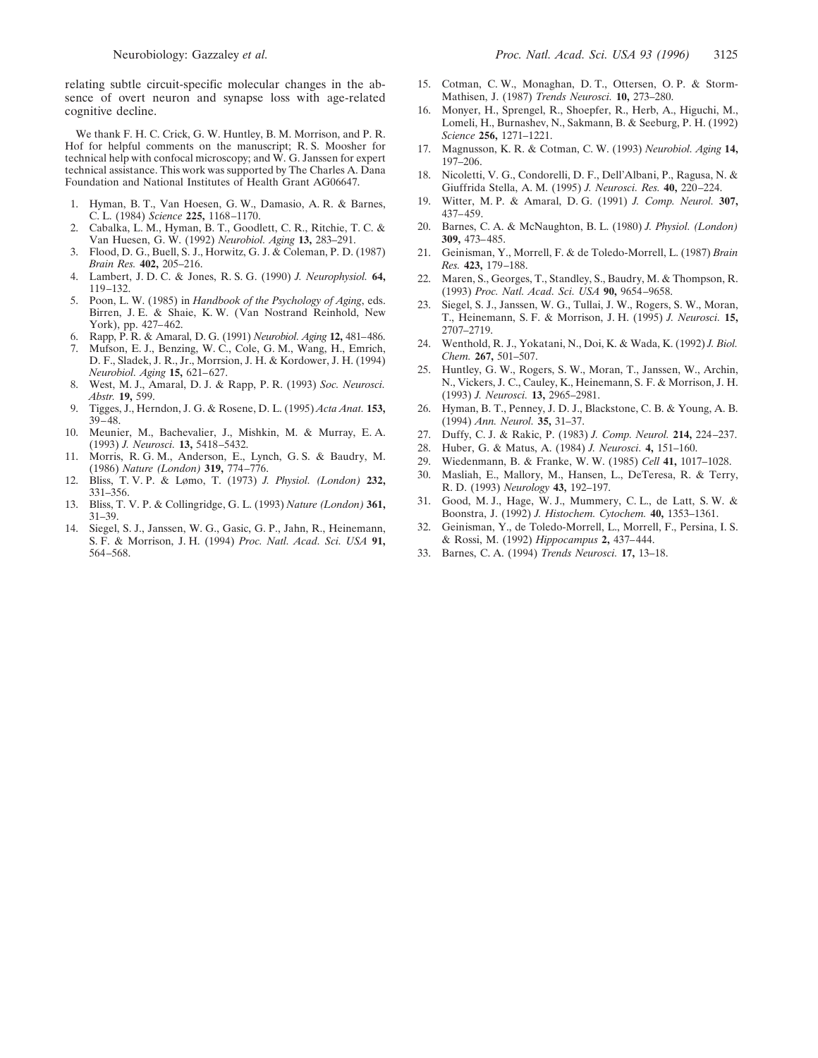relating subtle circuit-specific molecular changes in the absence of overt neuron and synapse loss with age-related cognitive decline.

We thank F. H. C. Crick, G. W. Huntley, B. M. Morrison, and P. R. Hof for helpful comments on the manuscript; R. S. Moosher for technical help with confocal microscopy; and W. G. Janssen for expert technical assistance. This work was supported by The Charles A. Dana Foundation and National Institutes of Health Grant AG06647.

1. Hyman, B. T., Van Hoesen, G. W., Damasio, A. R. & Barnes, C. L. (1984) *Science* **225,** 1168–1170.
2. Cabalka, L. M., Hyman, B. T., Goodlett, C. R., Ritchie, T. C. & Van Huesen, G. W. (1992) *Neurobiol. Aging* **13,** 283–291.
3. Flood, D. G., Buell, S. J., Horwitz, G. J. & Coleman, P. D. (1987) *Brain Res.* **402,** 205–216.
4. Lambert, J. D. C. & Jones, R. S. G. (1990) *J. Neurophysiol.* **64,** 119–132.
5. Poon, L. W. (1985) in *Handbook of the Psychology of Aging*, eds. Birren, J. E. & Shaie, K. W. (Van Nostrand Reinhold, New York), pp. 427–462.
6. Rapp, P. R. & Amaral, D. G. (1991) *Neurobiol. Aging* **12,** 481–486.
7. Mufson, E. J., Benzing, W. C., Cole, G. M., Wang, H., Emrich, D. F., Sladek, J. R., Jr., Morrsion, J. H. & Kordower, J. H. (1994) *Neurobiol. Aging* **15,** 621–627.
8. West, M. J., Amaral, D. J. & Rapp, P. R. (1993) *Soc. Neurosci. Abstr.* **19,** 599.
9. Tigges, J., Herndon, J. G. & Rosene, D. L. (1995) *Acta Anat.* **153,** 39–48.
10. Meunier, M., Bachevalier, J., Mishkin, M. & Murray, E. A. (1993) *J. Neurosci.* **13,** 5418–5432.
11. Morris, R. G. M., Anderson, E., Lynch, G. S. & Baudry, M. (1986) *Nature (London)* **319,** 774–776.
12. Bliss, T. V. P. & Lømo, T. (1973) *J. Physiol. (London)* **232,** 331–356.
13. Bliss, T. V. P. & Collingridge, G. L. (1993) *Nature (London)* **361,** 31–39.
14. Siegel, S. J., Janssen, W. G., Gasic, G. P., Jahn, R., Heinemann, S. F. & Morrison, J. H. (1994) *Proc. Natl. Acad. Sci. USA* **91,** 564–568.
15. Cotman, C. W., Monaghan, D. T., Ottersen, O. P. & Storm-Mathisen, J. (1987) *Trends Neurosci.* **10,** 273–280.
16. Monyer, H., Sprengel, R., Shoepfer, R., Herb, A., Higuchi, M., Lomeli, H., Burnashev, N., Sakmann, B. & Seeburg, P. H. (1992) *Science* **256,** 1271–1221.
17. Magnusson, K. R. & Cotman, C. W. (1993) *Neurobiol. Aging* **14,** 197–206.
18. Nicoletti, V. G., Condorelli, D. F., Dell'Albani, P., Ragusa, N. & Giuffrida Stella, A. M. (1995) *J. Neurosci. Res.* **40,** 220–224.
19. Witter, M. P. & Amaral, D. G. (1991) *J. Comp. Neurol.* **307,** 437–459.
20. Barnes, C. A. & McNaughton, B. L. (1980) *J. Physiol. (London)* **309,** 473–485.
21. Geinisman, Y., Morrell, F. & de Toledo-Morrell, L. (1987) *Brain Res.* **423,** 179–188.
22. Maren, S., Georges, T., Standley, S., Baudry, M. & Thompson, R. (1993) *Proc. Natl. Acad. Sci. USA* **90,** 9654–9658.
23. Siegel, S. J., Janssen, W. G., Tullai, J. W., Rogers, S. W., Moran, T., Heinemann, S. F. & Morrison, J. H. (1995) *J. Neurosci.* **15,** 2707–2719.
24. Wenthold, R. J., Yokatani, N., Doi, K. & Wada, K. (1992) *J. Biol. Chem.* **267,** 501–507.
25. Huntley, G. W., Rogers, S. W., Moran, T., Janssen, W., Archin, N., Vickers, J. C., Cauley, K., Heinemann, S. F. & Morrison, J. H. (1993) *J. Neurosci.* **13,** 2965–2981.
26. Hyman, B. T., Penney, J. D. J., Blackstone, C. B. & Young, A. B. (1994) *Ann. Neurol.* **35,** 31–37.
27. Duffy, C. J. & Rakic, P. (1983) *J. Comp. Neurol.* **214,** 224–237.
28. Huber, G. & Matus, A. (1984) *J. Neurosci.* **4,** 151–160.
29. Wiedenmann, B. & Franke, W. W. (1985) *Cell* **41,** 1017–1028.
30. Masliah, E., Mallory, M., Hansen, L., DeTeresa, R. & Terry, R. D. (1993) *Neurology* **43,** 192–197.
31. Good, M. J., Hage, W. J., Mummery, C. L., de Latt, S. W. & Boonstra, J. (1992) *J. Histochem. Cytochem.* **40,** 1353–1361.
32. Geinisman, Y., de Toledo-Morrell, L., Morrell, F., Persina, I. S. & Rossi, M. (1992) *Hippocampus* **2,** 437–444.
33. Barnes, C. A. (1994) *Trends Neurosci.* **17,** 13–18.